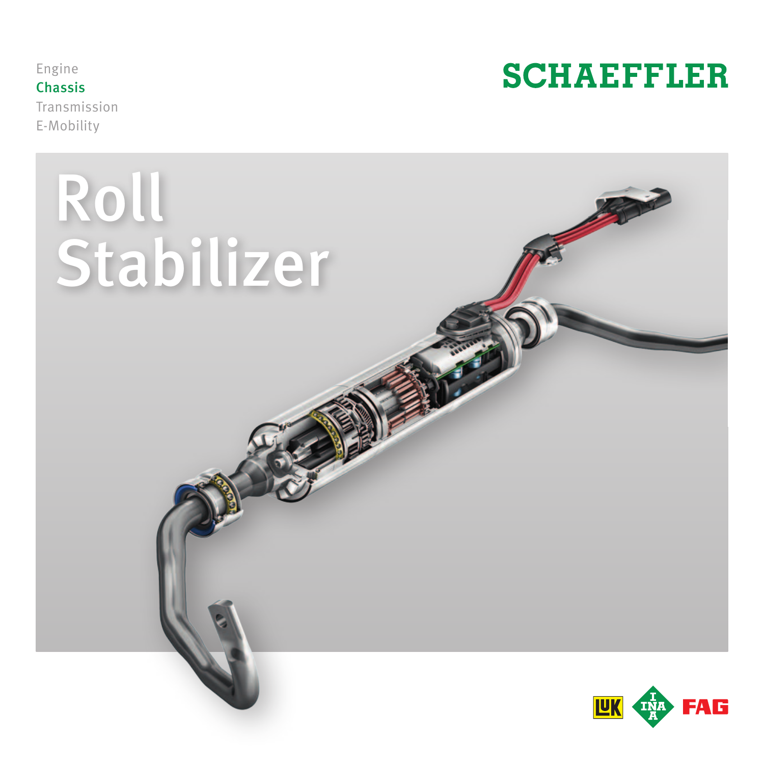Engine
Chassis
Transmission
E-Mobility

SCHAEFFLER

# Roll Stabilizer

LUK INA FAG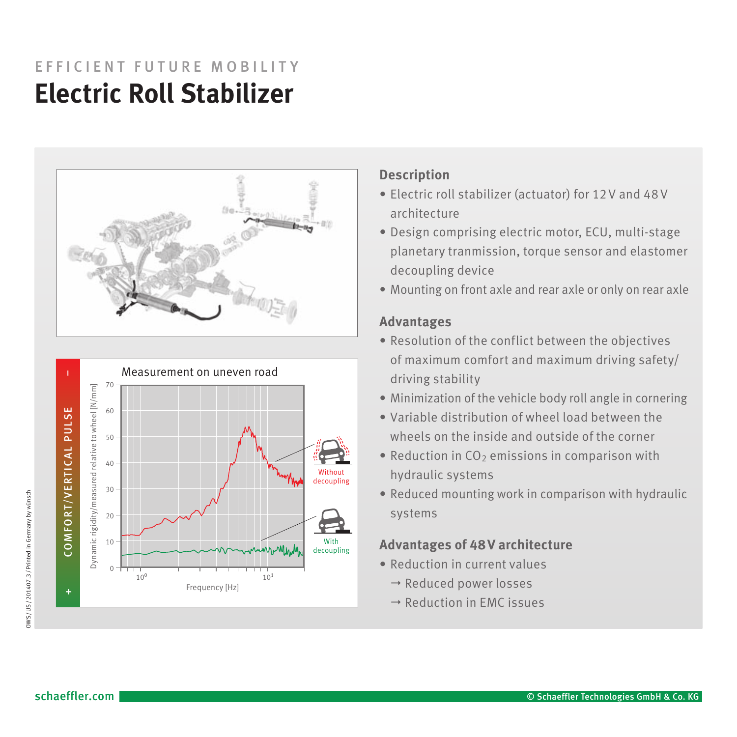EFFICIENT FUTURE MOBILITY

# Electric Roll Stabilizer

Measurement on uneven road

COMFORT/VERTICAL PULSE

–

+

Dynamic rigidity/measured relative to wheel [N/mm]

70

60

50

40

30

20

10

0

$10^0$

$10^1$

Frequency [Hz]

Without decoupling

With decoupling

## Description

- Electric roll stabilizer (actuator) for 12 V and 48 V architecture
- Design comprising electric motor, ECU, multi-stage planetary tranmission, torque sensor and elastomer decoupling device
- Mounting on front axle and rear axle or only on rear axle

## Advantages

- Resolution of the conflict between the objectives of maximum comfort and maximum driving safety/ driving stability
- Minimization of the vehicle body roll angle in cornering
- Variable distribution of wheel load between the wheels on the inside and outside of the corner
- Reduction in $CO_2$ emissions in comparison with hydraulic systems
- Reduced mounting work in comparison with hydraulic systems

## Advantages of 48 V architecture

- Reduction in current values
  - → Reduced power losses
  - → Reduction in EMC issues

OWS/US/201407.3/Printed in Germany by wünsch

schaeffler.com

© Schaeffler Technologies GmbH & Co. KG